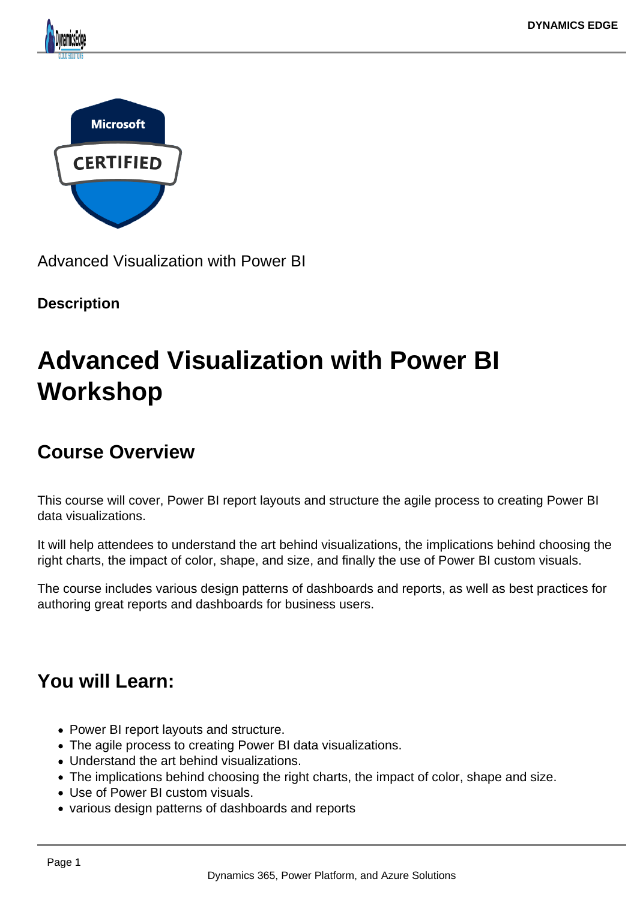Advanced Visualization with Power BI

**Description**

# Advanced Visualization with Power BI Workshop

## Course Overview

This course will cover, Power BI report layouts and structure the agile process to creating Power BI data visualizations.

It will help attendees to understand the art behind visualizations, the implications behind choosing the right charts, the impact of color, shape, and size, and finally the use of Power BI custom visuals.

The course includes various design patterns of dashboards and reports, as well as best practices for authoring great reports and dashboards for business users.

## You will Learn:

- Power BI report layouts and structure.
- The agile process to creating Power BI data visualizations.
- Understand the art behind visualizations.
- The implications behind choosing the right charts, the impact of color, shape and size.
- Use of Power BI custom visuals.
- various design patterns of dashboards and reports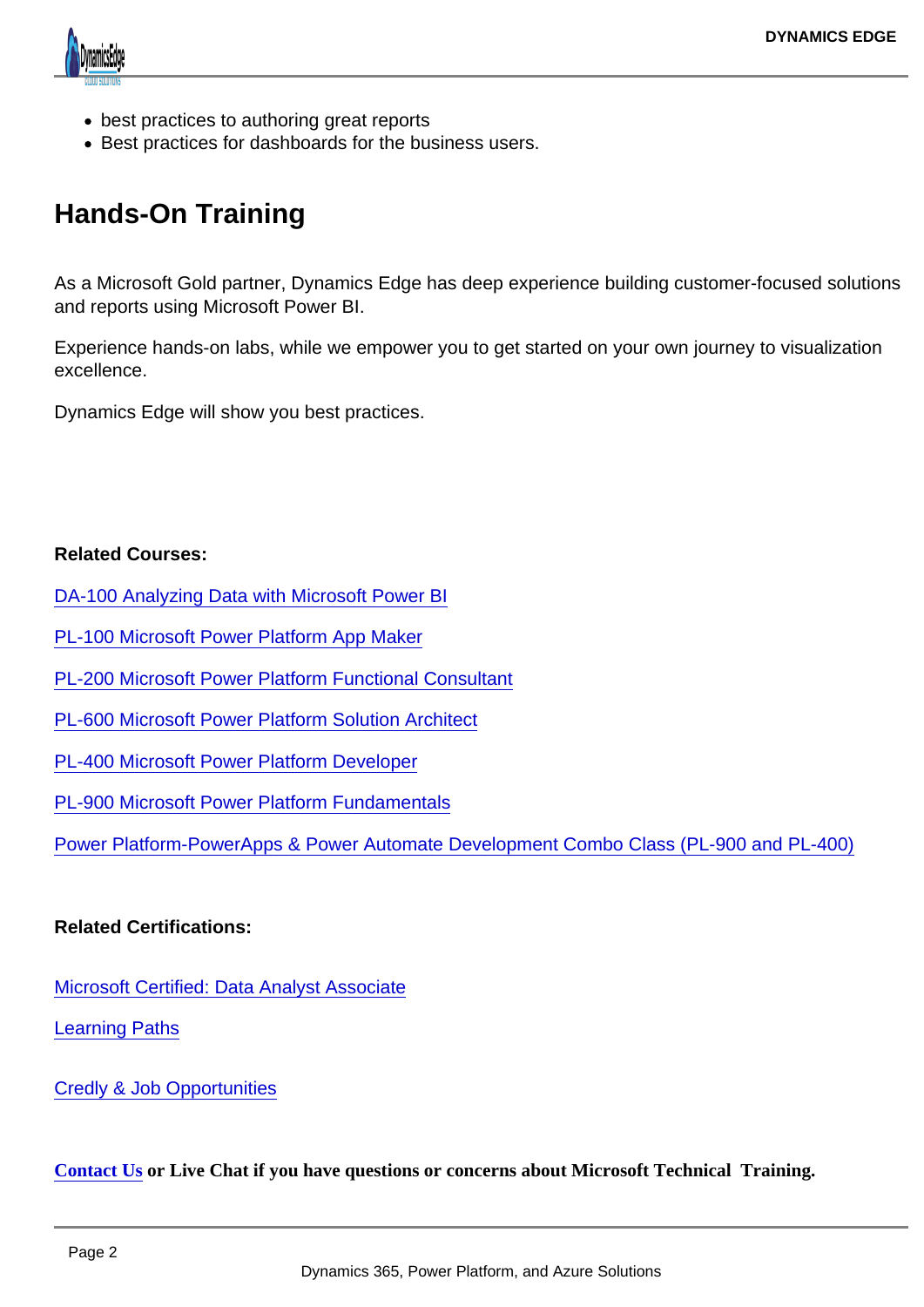- best practices to authoring great reports
- Best practices for dashboards for the business users.

## Hands-On Training

As a Microsoft Gold partner, Dynamics Edge has deep experience building customer-focused solutions and reports using Microsoft Power BI.

Experience hands-on labs, while we empower you to get started on your own journey to visualization excellence.

Dynamics Edge will show you best practices.

**Related Courses:**

DA-100 Analyzing Data with Microsoft Power BI

PL-100 Microsoft Power Platform App Maker

PL-200 Microsoft Power Platform Functional Consultant

PL-600 Microsoft Power Platform Solution Architect

PL-400 Microsoft Power Platform Developer

PL-900 Microsoft Power Platform Fundamentals

Power Platform-PowerApps & Power Automate Development Combo Class (PL-900 and PL-400)

**Related Certifications:**

Microsoft Certified: Data Analyst Associate

Learning Paths

Credly & Job Opportunities

**Contact Us or Live Chat if you have questions or concerns about Microsoft Technical Training.**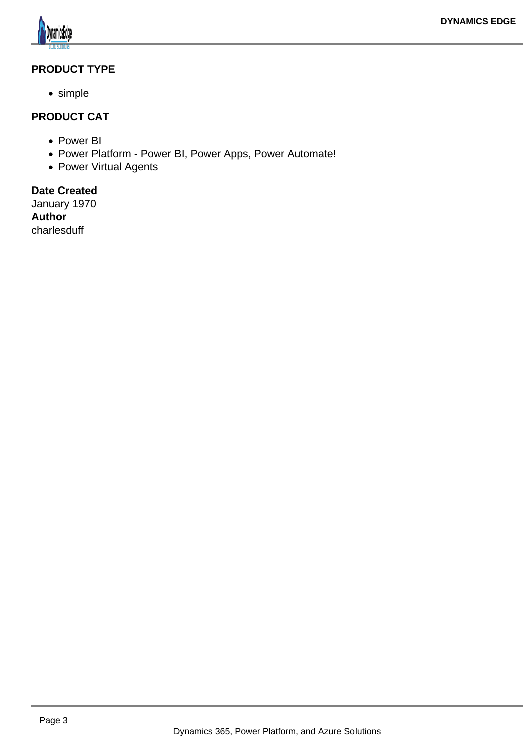### PRODUCT TYPE

- simple

### PRODUCT CAT

- Power BI
- Power Platform - Power BI, Power Apps, Power Automate!
- Power Virtual Agents

**Date Created**
January 1970
**Author**
charlesduff